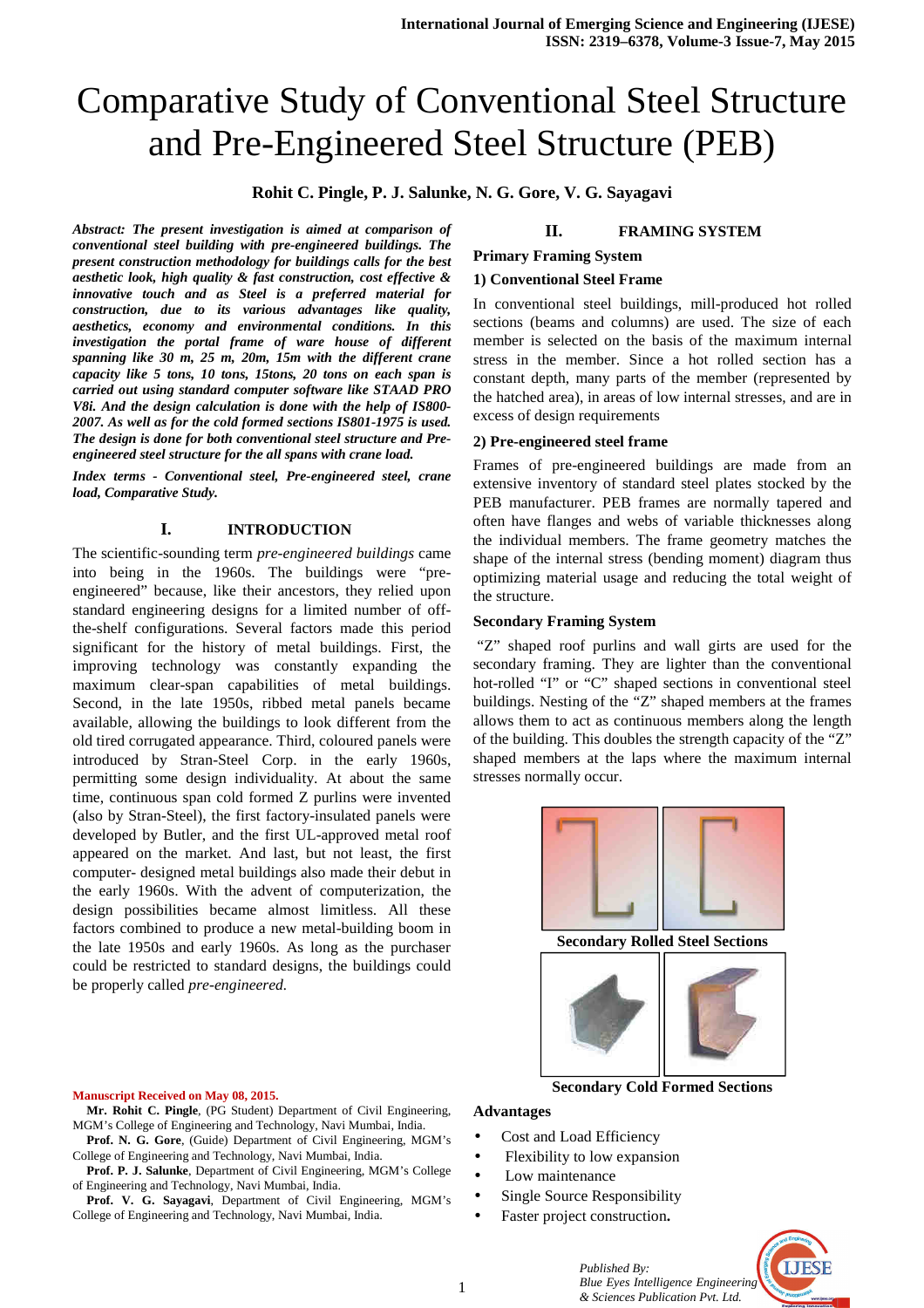# Comparative Study of Conventional Steel Structure and Pre-Engineered Steel Structure (PEB)

**Rohit C. Pingle, P. J. Salunke, N. G. Gore, V. G. Sayagavi**

***Abstract: The present investigation is aimed at comparison of conventional steel building with pre-engineered buildings. The present construction methodology for buildings calls for the best aesthetic look, high quality & fast construction, cost effective & innovative touch and as Steel is a preferred material for construction, due to its various advantages like quality, aesthetics, economy and environmental conditions. In this investigation the portal frame of ware house of different spanning like 30 m, 25 m, 20m, 15m with the different crane capacity like 5 tons, 10 tons, 15tons, 20 tons on each span is carried out using standard computer software like STAAD PRO V8i. And the design calculation is done with the help of IS800-2007. As well as for the cold formed sections IS801-1975 is used. The design is done for both conventional steel structure and Pre-engineered steel structure for the all spans with crane load.***

***Index terms - Conventional steel, Pre-engineered steel, crane load, Comparative Study.***

## I. INTRODUCTION

The scientific-sounding term *pre-engineered buildings* came into being in the 1960s. The buildings were "pre-engineered" because, like their ancestors, they relied upon standard engineering designs for a limited number of off-the-shelf configurations. Several factors made this period significant for the history of metal buildings. First, the improving technology was constantly expanding the maximum clear-span capabilities of metal buildings. Second, in the late 1950s, ribbed metal panels became available, allowing the buildings to look different from the old tired corrugated appearance. Third, coloured panels were introduced by Stran-Steel Corp. in the early 1960s, permitting some design individuality. At about the same time, continuous span cold formed Z purlins were invented (also by Stran-Steel), the first factory-insulated panels were developed by Butler, and the first UL-approved metal roof appeared on the market. And last, but not least, the first computer- designed metal buildings also made their debut in the early 1960s. With the advent of computerization, the design possibilities became almost limitless. All these factors combined to produce a new metal-building boom in the late 1950s and early 1960s. As long as the purchaser could be restricted to standard designs, the buildings could be properly called *pre-engineered.*

**Manuscript Received on May 08, 2015.**

**Mr. Rohit C. Pingle**, (PG Student) Department of Civil Engineering, MGM's College of Engineering and Technology, Navi Mumbai, India.

**Prof. N. G. Gore**, (Guide) Department of Civil Engineering, MGM's College of Engineering and Technology, Navi Mumbai, India.

**Prof. P. J. Salunke**, Department of Civil Engineering, MGM's College of Engineering and Technology, Navi Mumbai, India.

**Prof. V. G. Sayagavi**, Department of Civil Engineering, MGM's College of Engineering and Technology, Navi Mumbai, India.

## II. FRAMING SYSTEM

### Primary Framing System

#### 1) Conventional Steel Frame

In conventional steel buildings, mill-produced hot rolled sections (beams and columns) are used. The size of each member is selected on the basis of the maximum internal stress in the member. Since a hot rolled section has a constant depth, many parts of the member (represented by the hatched area), in areas of low internal stresses, and are in excess of design requirements

#### 2) Pre-engineered steel frame

Frames of pre-engineered buildings are made from an extensive inventory of standard steel plates stocked by the PEB manufacturer. PEB frames are normally tapered and often have flanges and webs of variable thicknesses along the individual members. The frame geometry matches the shape of the internal stress (bending moment) diagram thus optimizing material usage and reducing the total weight of the structure.

### Secondary Framing System

"Z" shaped roof purlins and wall girts are used for the secondary framing. They are lighter than the conventional hot-rolled "I" or "C" shaped sections in conventional steel buildings. Nesting of the "Z" shaped members at the frames allows them to act as continuous members along the length of the building. This doubles the strength capacity of the "Z" shaped members at the laps where the maximum internal stresses normally occur.

**Secondary Rolled Steel Sections**

**Secondary Cold Formed Sections**

### Advantages

- Cost and Load Efficiency
- Flexibility to low expansion
- Low maintenance
- Single Source Responsibility
- Faster project construction**.**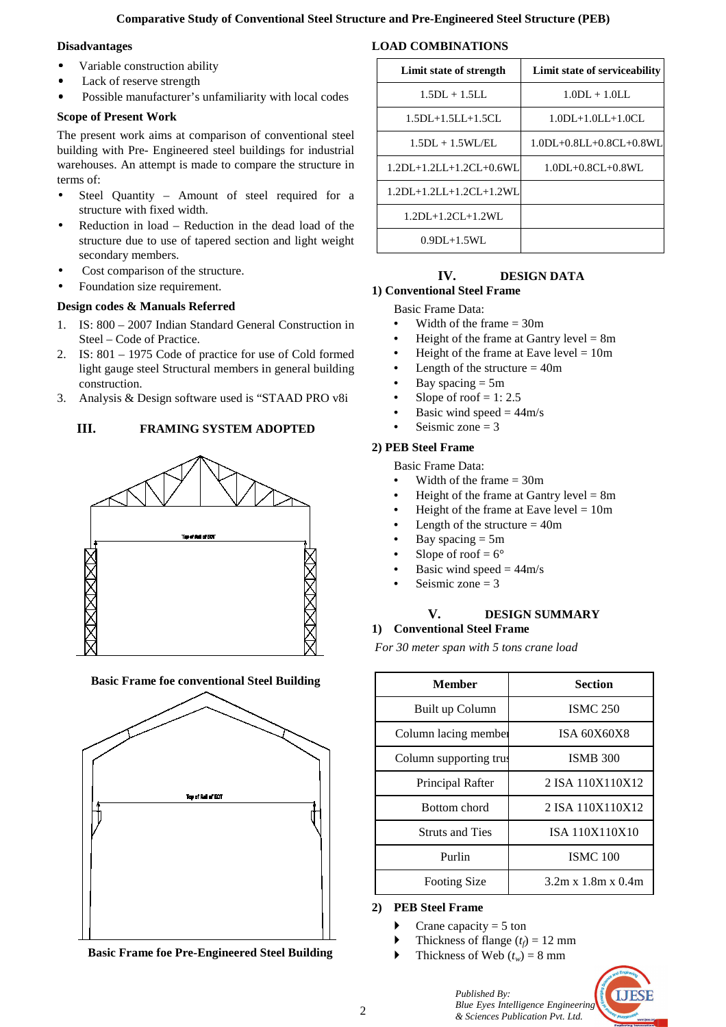**Disadvantages**

- Variable construction ability
- Lack of reserve strength
- Possible manufacturer's unfamiliarity with local codes

**Scope of Present Work**

The present work aims at comparison of conventional steel building with Pre- Engineered steel buildings for industrial warehouses. An attempt is made to compare the structure in terms of:

- Steel Quantity – Amount of steel required for a structure with fixed width.
- Reduction in load – Reduction in the dead load of the structure due to use of tapered section and light weight secondary members.
- Cost comparison of the structure.
- Foundation size requirement.

**Design codes & Manuals Referred**

1. IS: 800 – 2007 Indian Standard General Construction in Steel – Code of Practice.
2. IS: 801 – 1975 Code of practice for use of Cold formed light gauge steel Structural members in general building construction.
3. Analysis & Design software used is "STAAD PRO v8i

## III. FRAMING SYSTEM ADOPTED

Basic Frame foe conventional Steel Building

Basic Frame foe Pre-Engineered Steel Building

**LOAD COMBINATIONS**

| Limit state of strength | Limit state of serviceability |
|---|---|
| 1.5DL + 1.5LL | 1.0DL + 1.0LL |
| 1.5DL+1.5LL+1.5CL | 1.0DL+1.0LL+1.0CL |
| 1.5DL + 1.5WL/EL | 1.0DL+0.8LL+0.8CL+0.8WL |
| 1.2DL+1.2LL+1.2CL+0.6WL | 1.0DL+0.8CL+0.8WL |
| 1.2DL+1.2LL+1.2CL+1.2WL | |
| 1.2DL+1.2CL+1.2WL | |
| 0.9DL+1.5WL | |

## IV. DESIGN DATA

**1) Conventional Steel Frame**

Basic Frame Data:

- Width of the frame = 30m
- Height of the frame at Gantry level = 8m
- Height of the frame at Eave level = 10m
- Length of the structure = 40m
- Bay spacing = 5m
- Slope of roof = 1: 2.5
- Basic wind speed = 44m/s
- Seismic zone = 3

**2) PEB Steel Frame**

Basic Frame Data:

- Width of the frame = 30m
- Height of the frame at Gantry level = 8m
- Height of the frame at Eave level = 10m
- Length of the structure = 40m
- Bay spacing = 5m
- Slope of roof = 6°
- Basic wind speed = 44m/s
- Seismic zone = 3

## V. DESIGN SUMMARY

**1) Conventional Steel Frame**

*For 30 meter span with 5 tons crane load*

| Member | Section |
|---|---|
| Built up Column | ISMC 250 |
| Column lacing member | ISA 60X60X8 |
| Column supporting truss | ISMB 300 |
| Principal Rafter | 2 ISA 110X110X12 |
| Bottom chord | 2 ISA 110X110X12 |
| Struts and Ties | ISA 110X110X10 |
| Purlin | ISMC 100 |
| Footing Size | 3.2m x 1.8m x 0.4m |

**2) PEB Steel Frame**

- Crane capacity = 5 ton
- Thickness of flange ($t_f$) = 12 mm
- Thickness of Web ($t_w$) = 8 mm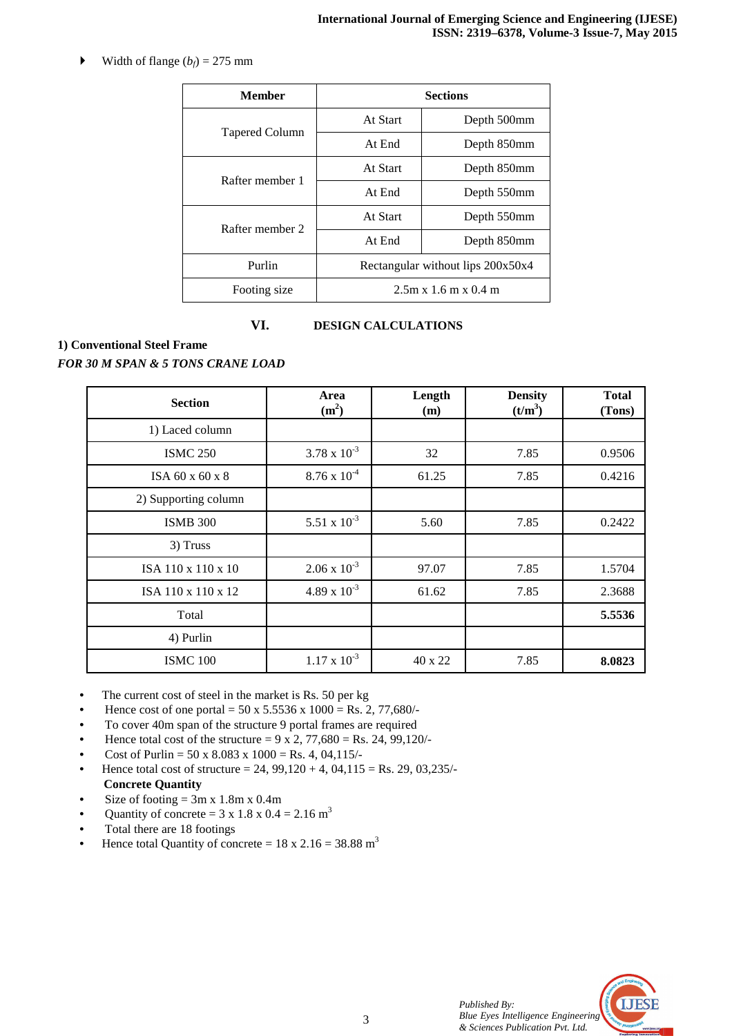- Width of flange ($b_f$) = 275 mm

| Member | Sections | |
|---|---|---|
| Tapered Column | At Start | Depth 500mm |
| | At End | Depth 850mm |
| Rafter member 1 | At Start | Depth 850mm |
| | At End | Depth 550mm |
| Rafter member 2 | At Start | Depth 550mm |
| | At End | Depth 850mm |
| Purlin | Rectangular without lips 200x50x4 | |
| Footing size | 2.5m x 1.6 m x 0.4 m | |

## VI. DESIGN CALCULATIONS

### 1) Conventional Steel Frame

***FOR 30 M SPAN & 5 TONS CRANE LOAD***

| Section | Area ($m^2$) | Length (m) | Density ($t/m^3$) | Total (Tons) |
|---|---|---|---|---|
| 1) Laced column | | | | |
| ISMC 250 | $3.78 \times 10^{-3}$ | 32 | 7.85 | 0.9506 |
| ISA 60 x 60 x 8 | $8.76 \times 10^{-4}$ | 61.25 | 7.85 | 0.4216 |
| 2) Supporting column | | | | |
| ISMB 300 | $5.51 \times 10^{-3}$ | 5.60 | 7.85 | 0.2422 |
| 3) Truss | | | | |
| ISA 110 x 110 x 10 | $2.06 \times 10^{-3}$ | 97.07 | 7.85 | 1.5704 |
| ISA 110 x 110 x 12 | $4.89 \times 10^{-3}$ | 61.62 | 7.85 | 2.3688 |
| Total | | | | **5.5536** |
| 4) Purlin | | | | |
| ISMC 100 | $1.17 \times 10^{-3}$ | 40 x 22 | 7.85 | **8.0823** |

- The current cost of steel in the market is Rs. 50 per kg
- Hence cost of one portal = 50 x 5.5536 x 1000 = Rs. 2, 77,680/-
- To cover 40m span of the structure 9 portal frames are required
- Hence total cost of the structure = 9 x 2, 77,680 = Rs. 24, 99,120/-
- Cost of Purlin = 50 x 8.083 x 1000 = Rs. 4, 04,115/-
- Hence total cost of structure = 24, 99,120 + 4, 04,115 = Rs. 29, 03,235/-

**Concrete Quantity**

- Size of footing = 3m x 1.8m x 0.4m
- Quantity of concrete = 3 x 1.8 x 0.4 = 2.16 $m^3$
- Total there are 18 footings
- Hence total Quantity of concrete = 18 x 2.16 = 38.88 $m^3$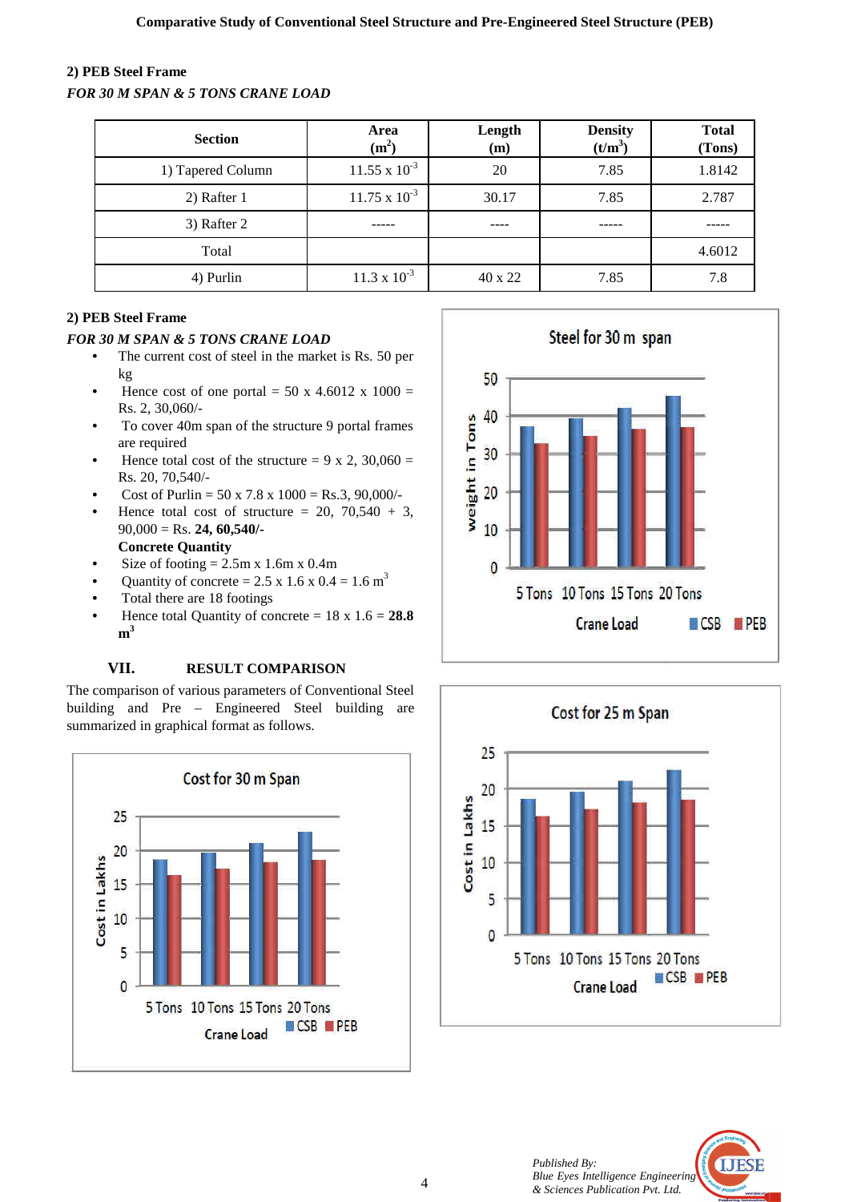### 2) PEB Steel Frame

*FOR 30 M SPAN & 5 TONS CRANE LOAD*

| Section | Area ($m^2$) | Length (m) | Density ($t/m^3$) | Total (Tons) |
|---|---|---|---|---|
| 1) Tapered Column | $11.55 \times 10^{-3}$ | 20 | 7.85 | 1.8142 |
| 2) Rafter 1 | $11.75 \times 10^{-3}$ | 30.17 | 7.85 | 2.787 |
| 3) Rafter 2 | ----- | ---- | ----- | ----- |
| Total | | | | 4.6012 |
| 4) Purlin | $11.3 \times 10^{-3}$ | 40 x 22 | 7.85 | 7.8 |

### 2) PEB Steel Frame

*FOR 30 M SPAN & 5 TONS CRANE LOAD*

- The current cost of steel in the market is Rs. 50 per kg
- Hence cost of one portal = 50 x 4.6012 x 1000 = Rs. 2, 30,060/-
- To cover 40m span of the structure 9 portal frames are required
- Hence total cost of the structure = 9 x 2, 30,060 = Rs. 20, 70,540/-
- Cost of Purlin = 50 x 7.8 x 1000 = Rs.3, 90,000/-
- Hence total cost of structure = 20, 70,540 + 3, 90,000 = Rs. **24, 60,540/-**

**Concrete Quantity**

- Size of footing = 2.5m x 1.6m x 0.4m
- Quantity of concrete = 2.5 x 1.6 x 0.4 = 1.6 $m^3$
- Total there are 18 footings
- Hence total Quantity of concrete = 18 x 1.6 = **28.8 $m^3$**

## VII. RESULT COMPARISON

The comparison of various parameters of Conventional Steel building and Pre – Engineered Steel building are summarized in graphical format as follows.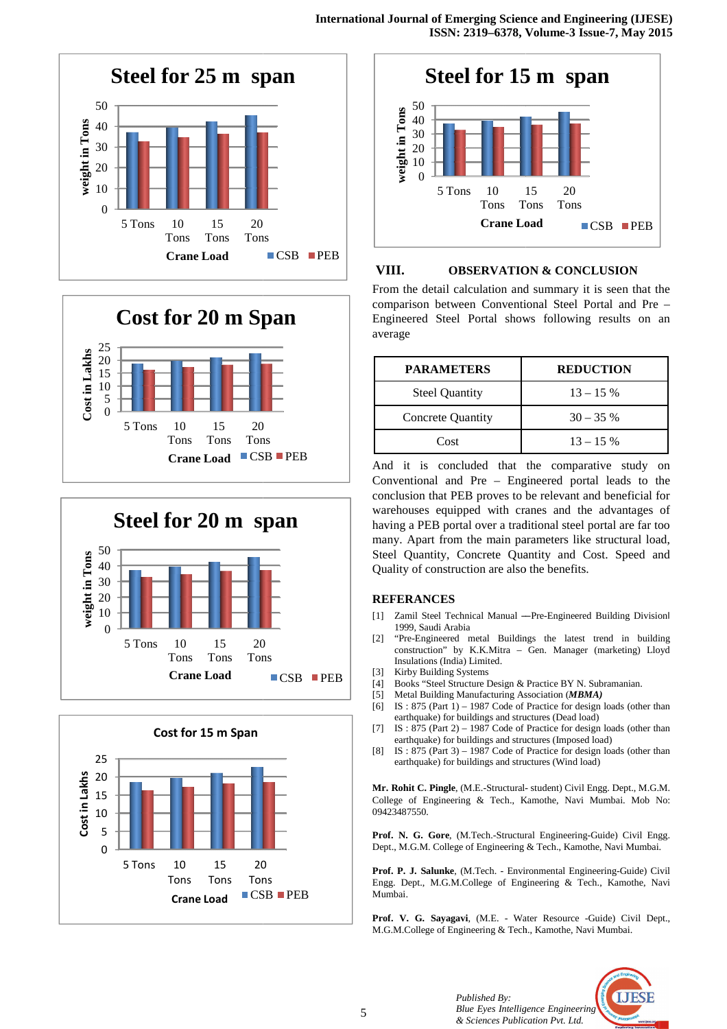Steel for 25 m span

weight in Tons

50
40
30
20
10
0

5 Tons
10 Tons
15 Tons
20 Tons

Crane Load

CSB PEB

Cost for 20 m Span

Cost in Lakhs

25
20
15
10
5
0

5 Tons
10 Tons
15 Tons
20 Tons

Crane Load

CSB PEB

Steel for 20 m span

weight in Tons

50
40
30
20
10
0

5 Tons
10 Tons
15 Tons
20 Tons

Crane Load

CSB PEB

Cost for 15 m Span

Cost in Lakhs

25
20
15
10
5
0

5 Tons
10 Tons
15 Tons
20 Tons

Crane Load

CSB PEB

Steel for 15 m span

weight in Tons

50
40
30
20
10
0

5 Tons
10 Tons
15 Tons
20 Tons

Crane Load

CSB PEB

## VIII. OBSERVATION & CONCLUSION

From the detail calculation and summary it is seen that the comparison between Conventional Steel Portal and Pre – Engineered Steel Portal shows following results on an average

| PARAMETERS | REDUCTION |
|---|---|
| Steel Quantity | 13 – 15 % |
| Concrete Quantity | 30 – 35 % |
| Cost | 13 – 15 % |

And it is concluded that the comparative study on Conventional and Pre – Engineered portal leads to the conclusion that PEB proves to be relevant and beneficial for warehouses equipped with cranes and the advantages of having a PEB portal over a traditional steel portal are far too many. Apart from the main parameters like structural load, Steel Quantity, Concrete Quantity and Cost. Speed and Quality of construction are also the benefits.

## REFERANCES

[1] Zamil Steel Technical Manual ―Pre-Engineered Building Division‖ 1999, Saudi Arabia

[2] "Pre-Engineered metal Buildings the latest trend in building construction" by K.K.Mitra – Gen. Manager (marketing) Lloyd Insulations (India) Limited.

[3] Kirby Building Systems

[4] Books "Steel Structure Design & Practice BY N. Subramanian.

[5] Metal Building Manufacturing Association (***MBMA)***

[6] IS : 875 (Part 1) – 1987 Code of Practice for design loads (other than earthquake) for buildings and structures (Dead load)

[7] IS : 875 (Part 2) – 1987 Code of Practice for design loads (other than earthquake) for buildings and structures (Imposed load)

[8] IS : 875 (Part 3) – 1987 Code of Practice for design loads (other than earthquake) for buildings and structures (Wind load)

**Mr. Rohit C. Pingle**, (M.E.-Structural- student) Civil Engg. Dept., M.G.M. College of Engineering & Tech., Kamothe, Navi Mumbai. Mob No: 09423487550.

**Prof. N. G. Gore**, (M.Tech.-Structural Engineering-Guide) Civil Engg. Dept., M.G.M. College of Engineering & Tech., Kamothe, Navi Mumbai.

**Prof. P. J. Salunke**, (M.Tech. - Environmental Engineering-Guide) Civil Engg. Dept., M.G.M.College of Engineering & Tech., Kamothe, Navi Mumbai.

**Prof. V. G. Sayagavi**, (M.E. - Water Resource -Guide) Civil Dept., M.G.M.College of Engineering & Tech., Kamothe, Navi Mumbai.

*Published By:*
*Blue Eyes Intelligence Engineering & Sciences Publication Pvt. Ltd.*